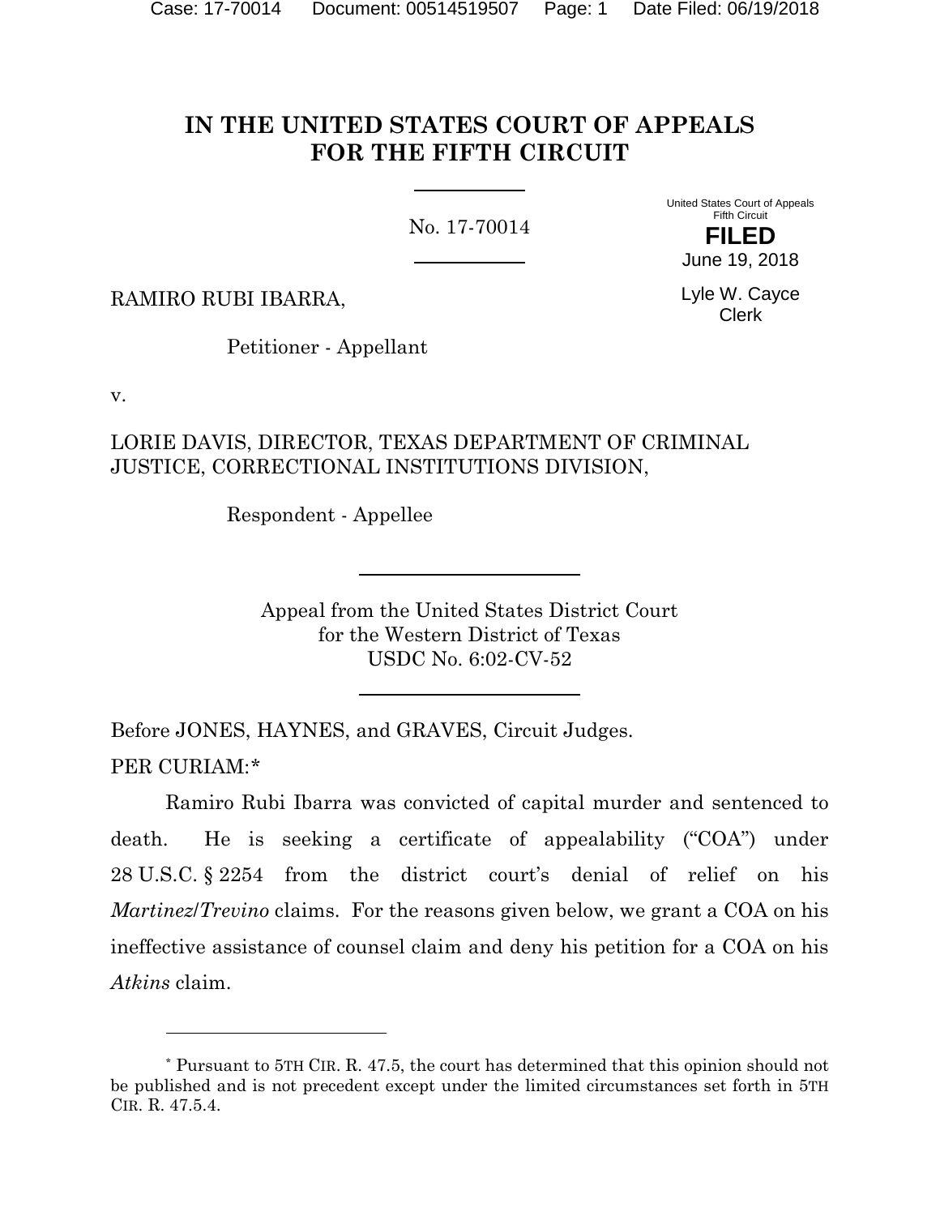# IN THE UNITED STATES COURT OF APPEALS FOR THE FIFTH CIRCUIT

No. 17-70014

United States Court of Appeals
Fifth Circuit

**FILED**

June 19, 2018

Lyle W. Cayce
Clerk

RAMIRO RUBI IBARRA,

Petitioner - Appellant

v.

LORIE DAVIS, DIRECTOR, TEXAS DEPARTMENT OF CRIMINAL JUSTICE, CORRECTIONAL INSTITUTIONS DIVISION,

Respondent - Appellee

Appeal from the United States District Court
for the Western District of Texas
USDC No. 6:02-CV-52

Before JONES, HAYNES, and GRAVES, Circuit Judges.

PER CURIAM:*

Ramiro Rubi Ibarra was convicted of capital murder and sentenced to death. He is seeking a certificate of appealability ("COA") under 28 U.S.C. § 2254 from the district court's denial of relief on his *Martinez*/*Trevino* claims. For the reasons given below, we grant a COA on his ineffective assistance of counsel claim and deny his petition for a COA on his *Atkins* claim.

---

* Pursuant to 5TH CIR. R. 47.5, the court has determined that this opinion should not be published and is not precedent except under the limited circumstances set forth in 5TH CIR. R. 47.5.4.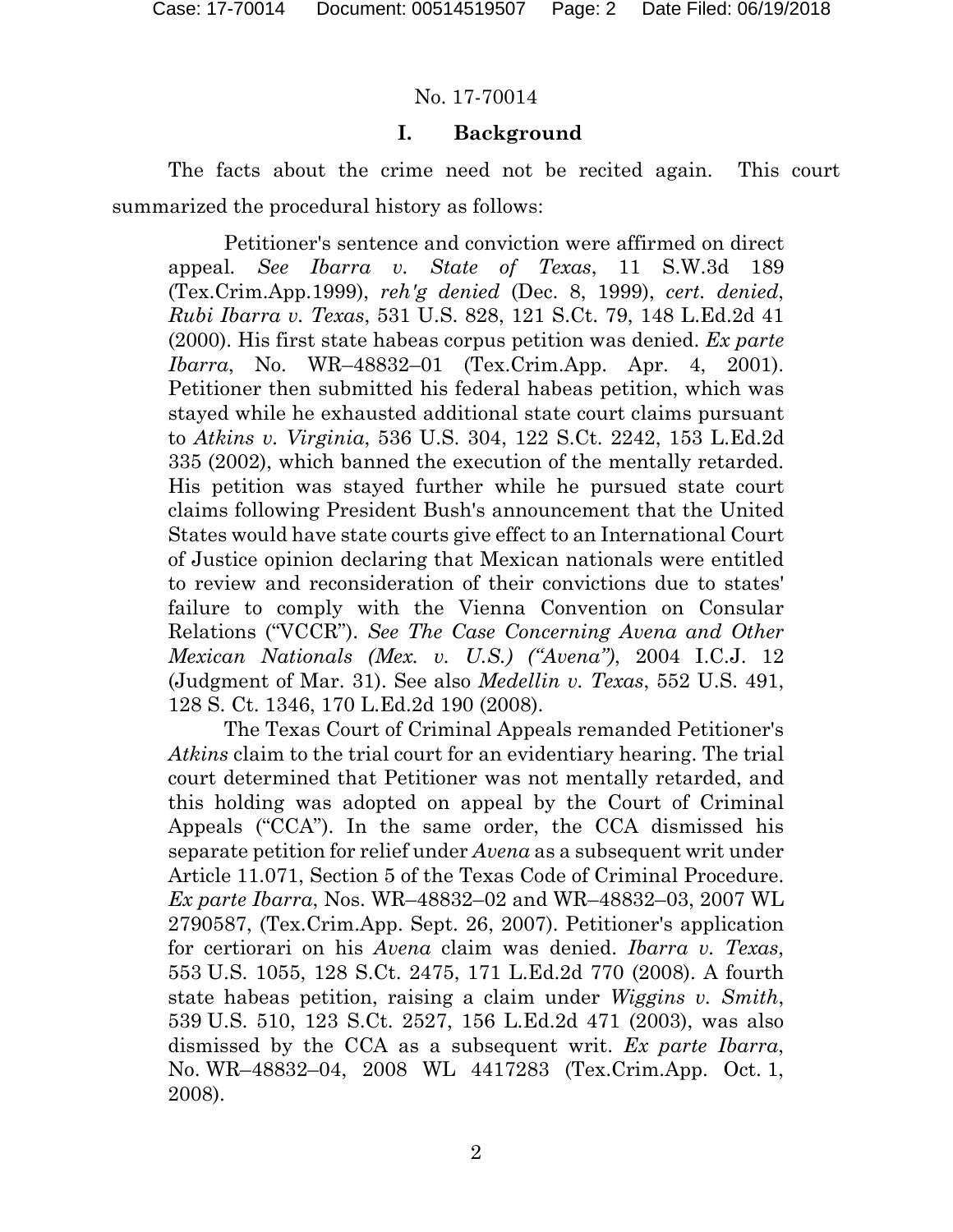No. 17-70014

## I. Background

The facts about the crime need not be recited again. This court summarized the procedural history as follows:

> Petitioner's sentence and conviction were affirmed on direct appeal. *See Ibarra v. State of Texas*, 11 S.W.3d 189 (Tex.Crim.App.1999), *reh'g denied* (Dec. 8, 1999), *cert. denied*, *Rubi Ibarra v. Texas*, 531 U.S. 828, 121 S.Ct. 79, 148 L.Ed.2d 41 (2000). His first state habeas corpus petition was denied. *Ex parte Ibarra*, No. WR–48832–01 (Tex.Crim.App. Apr. 4, 2001). Petitioner then submitted his federal habeas petition, which was stayed while he exhausted additional state court claims pursuant to *Atkins v. Virginia*, 536 U.S. 304, 122 S.Ct. 2242, 153 L.Ed.2d 335 (2002), which banned the execution of the mentally retarded. His petition was stayed further while he pursued state court claims following President Bush's announcement that the United States would have state courts give effect to an International Court of Justice opinion declaring that Mexican nationals were entitled to review and reconsideration of their convictions due to states' failure to comply with the Vienna Convention on Consular Relations ("VCCR"). *See The Case Concerning Avena and Other Mexican Nationals (Mex. v. U.S.) ("Avena")*, 2004 I.C.J. 12 (Judgment of Mar. 31). See also *Medellin v. Texas*, 552 U.S. 491, 128 S. Ct. 1346, 170 L.Ed.2d 190 (2008).
>
> The Texas Court of Criminal Appeals remanded Petitioner's *Atkins* claim to the trial court for an evidentiary hearing. The trial court determined that Petitioner was not mentally retarded, and this holding was adopted on appeal by the Court of Criminal Appeals ("CCA"). In the same order, the CCA dismissed his separate petition for relief under *Avena* as a subsequent writ under Article 11.071, Section 5 of the Texas Code of Criminal Procedure. *Ex parte Ibarra*, Nos. WR–48832–02 and WR–48832–03, 2007 WL 2790587, (Tex.Crim.App. Sept. 26, 2007). Petitioner's application for certiorari on his *Avena* claim was denied. *Ibarra v. Texas*, 553 U.S. 1055, 128 S.Ct. 2475, 171 L.Ed.2d 770 (2008). A fourth state habeas petition, raising a claim under *Wiggins v. Smith*, 539 U.S. 510, 123 S.Ct. 2527, 156 L.Ed.2d 471 (2003), was also dismissed by the CCA as a subsequent writ. *Ex parte Ibarra*, No. WR–48832–04, 2008 WL 4417283 (Tex.Crim.App. Oct. 1, 2008).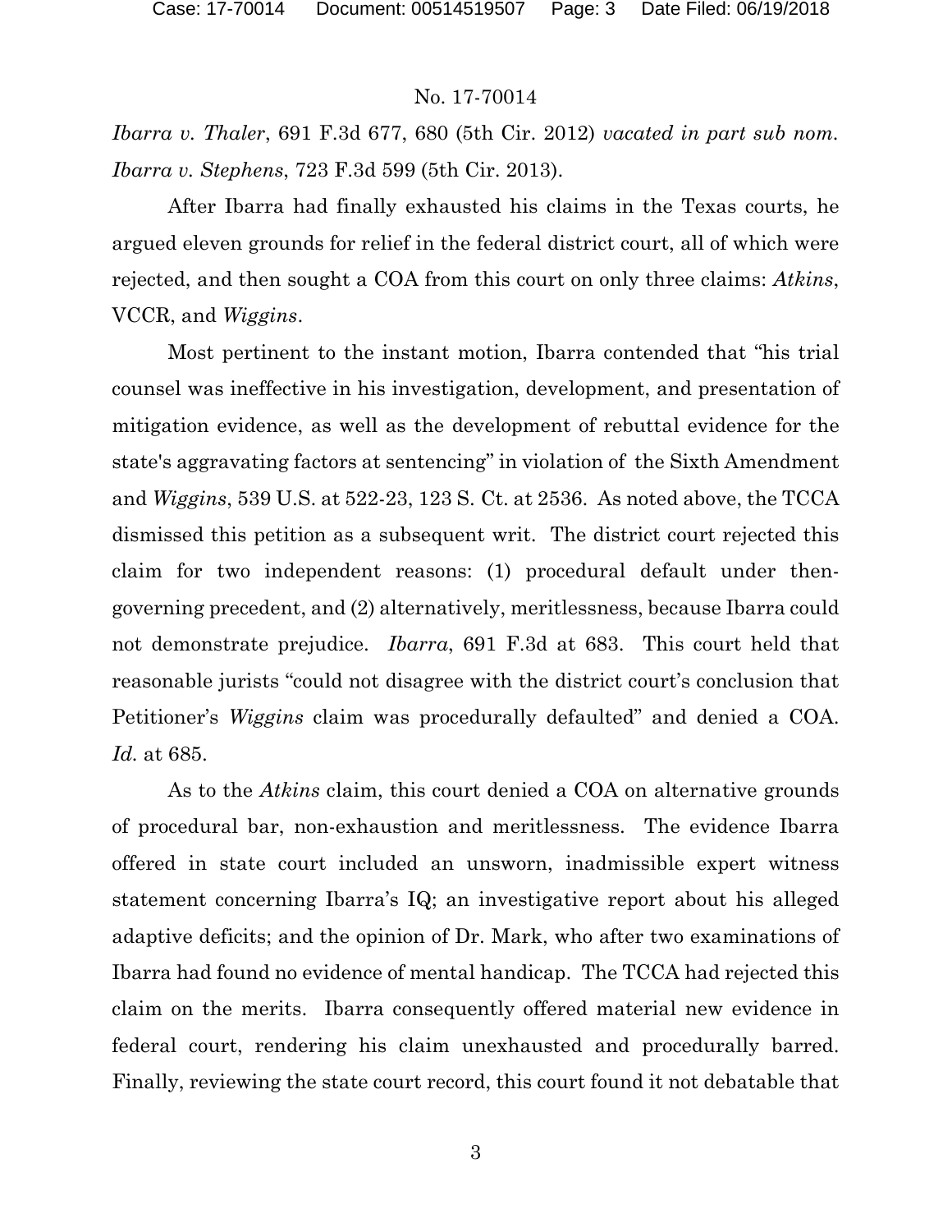*Ibarra v. Thaler*, 691 F.3d 677, 680 (5th Cir. 2012) *vacated in part sub nom. Ibarra v. Stephens*, 723 F.3d 599 (5th Cir. 2013).

After Ibarra had finally exhausted his claims in the Texas courts, he argued eleven grounds for relief in the federal district court, all of which were rejected, and then sought a COA from this court on only three claims: *Atkins*, VCCR, and *Wiggins*.

Most pertinent to the instant motion, Ibarra contended that "his trial counsel was ineffective in his investigation, development, and presentation of mitigation evidence, as well as the development of rebuttal evidence for the state's aggravating factors at sentencing" in violation of the Sixth Amendment and *Wiggins*, 539 U.S. at 522-23, 123 S. Ct. at 2536. As noted above, the TCCA dismissed this petition as a subsequent writ. The district court rejected this claim for two independent reasons: (1) procedural default under then-governing precedent, and (2) alternatively, meritlessness, because Ibarra could not demonstrate prejudice. *Ibarra*, 691 F.3d at 683. This court held that reasonable jurists "could not disagree with the district court's conclusion that Petitioner's *Wiggins* claim was procedurally defaulted" and denied a COA. *Id.* at 685.

As to the *Atkins* claim, this court denied a COA on alternative grounds of procedural bar, non-exhaustion and meritlessness. The evidence Ibarra offered in state court included an unsworn, inadmissible expert witness statement concerning Ibarra's IQ; an investigative report about his alleged adaptive deficits; and the opinion of Dr. Mark, who after two examinations of Ibarra had found no evidence of mental handicap. The TCCA had rejected this claim on the merits. Ibarra consequently offered material new evidence in federal court, rendering his claim unexhausted and procedurally barred. Finally, reviewing the state court record, this court found it not debatable that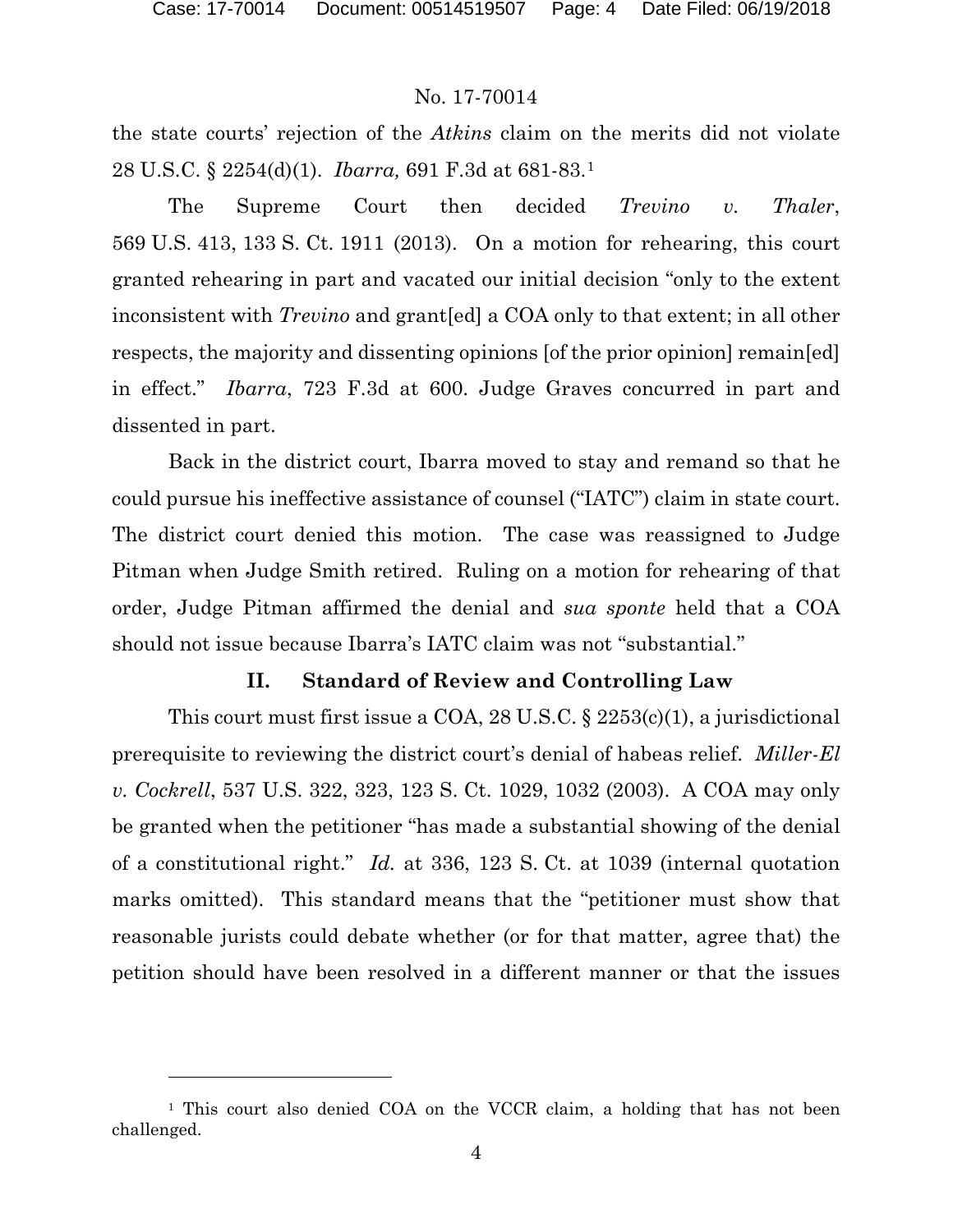the state courts' rejection of the *Atkins* claim on the merits did not violate 28 U.S.C. § 2254(d)(1). *Ibarra,* 691 F.3d at 681-83.[1]

The Supreme Court then decided *Trevino v. Thaler*, 569 U.S. 413, 133 S. Ct. 1911 (2013). On a motion for rehearing, this court granted rehearing in part and vacated our initial decision "only to the extent inconsistent with *Trevino* and grant[ed] a COA only to that extent; in all other respects, the majority and dissenting opinions [of the prior opinion] remain[ed] in effect." *Ibarra*, 723 F.3d at 600. Judge Graves concurred in part and dissented in part.

Back in the district court, Ibarra moved to stay and remand so that he could pursue his ineffective assistance of counsel ("IATC") claim in state court. The district court denied this motion. The case was reassigned to Judge Pitman when Judge Smith retired. Ruling on a motion for rehearing of that order, Judge Pitman affirmed the denial and *sua sponte* held that a COA should not issue because Ibarra's IATC claim was not "substantial."

## II. Standard of Review and Controlling Law

This court must first issue a COA, 28 U.S.C. § 2253(c)(1), a jurisdictional prerequisite to reviewing the district court's denial of habeas relief. *Miller-El v. Cockrell*, 537 U.S. 322, 323, 123 S. Ct. 1029, 1032 (2003). A COA may only be granted when the petitioner "has made a substantial showing of the denial of a constitutional right." *Id.* at 336, 123 S. Ct. at 1039 (internal quotation marks omitted). This standard means that the "petitioner must show that reasonable jurists could debate whether (or for that matter, agree that) the petition should have been resolved in a different manner or that the issues

---

[1] This court also denied COA on the VCCR claim, a holding that has not been challenged.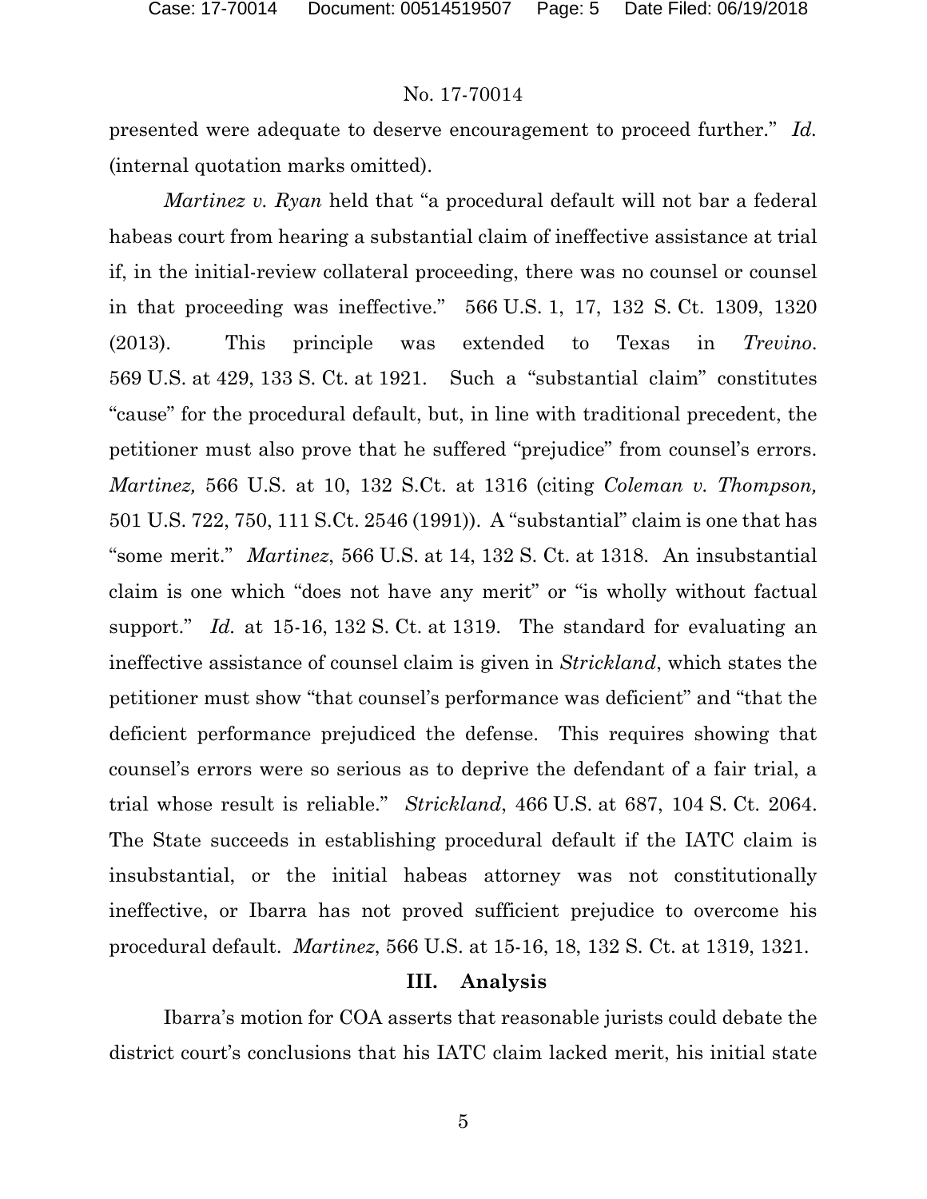presented were adequate to deserve encouragement to proceed further." *Id.* (internal quotation marks omitted).

*Martinez v. Ryan* held that "a procedural default will not bar a federal habeas court from hearing a substantial claim of ineffective assistance at trial if, in the initial-review collateral proceeding, there was no counsel or counsel in that proceeding was ineffective." 566 U.S. 1, 17, 132 S. Ct. 1309, 1320 (2013). This principle was extended to Texas in *Trevino*. 569 U.S. at 429, 133 S. Ct. at 1921. Such a "substantial claim" constitutes "cause" for the procedural default, but, in line with traditional precedent, the petitioner must also prove that he suffered "prejudice" from counsel's errors. *Martinez,* 566 U.S. at 10, 132 S.Ct. at 1316 (citing *Coleman v. Thompson,* 501 U.S. 722, 750, 111 S.Ct. 2546 (1991)). A "substantial" claim is one that has "some merit." *Martinez*, 566 U.S. at 14, 132 S. Ct. at 1318. An insubstantial claim is one which "does not have any merit" or "is wholly without factual support." *Id.* at 15-16, 132 S. Ct. at 1319. The standard for evaluating an ineffective assistance of counsel claim is given in *Strickland*, which states the petitioner must show "that counsel's performance was deficient" and "that the deficient performance prejudiced the defense. This requires showing that counsel's errors were so serious as to deprive the defendant of a fair trial, a trial whose result is reliable." *Strickland*, 466 U.S. at 687, 104 S. Ct. 2064. The State succeeds in establishing procedural default if the IATC claim is insubstantial, or the initial habeas attorney was not constitutionally ineffective, or Ibarra has not proved sufficient prejudice to overcome his procedural default. *Martinez*, 566 U.S. at 15-16, 18, 132 S. Ct. at 1319, 1321.

## III. Analysis

Ibarra's motion for COA asserts that reasonable jurists could debate the district court's conclusions that his IATC claim lacked merit, his initial state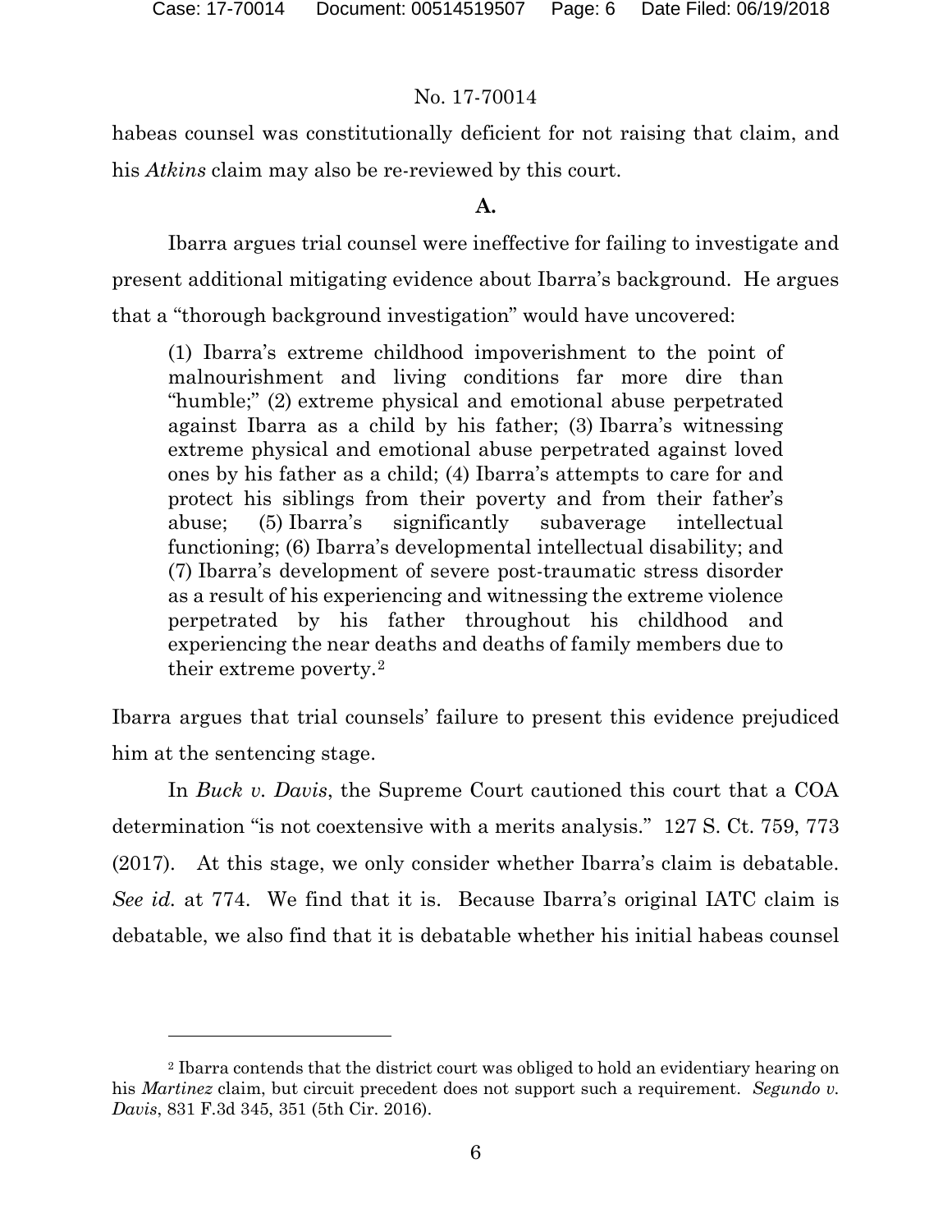habeas counsel was constitutionally deficient for not raising that claim, and his *Atkins* claim may also be re-reviewed by this court.

**A.**

Ibarra argues trial counsel were ineffective for failing to investigate and present additional mitigating evidence about Ibarra's background. He argues that a "thorough background investigation" would have uncovered:

> (1) Ibarra's extreme childhood impoverishment to the point of malnourishment and living conditions far more dire than "humble;" (2) extreme physical and emotional abuse perpetrated against Ibarra as a child by his father; (3) Ibarra's witnessing extreme physical and emotional abuse perpetrated against loved ones by his father as a child; (4) Ibarra's attempts to care for and protect his siblings from their poverty and from their father's abuse; (5) Ibarra's significantly subaverage intellectual functioning; (6) Ibarra's developmental intellectual disability; and (7) Ibarra's development of severe post-traumatic stress disorder as a result of his experiencing and witnessing the extreme violence perpetrated by his father throughout his childhood and experiencing the near deaths and deaths of family members due to their extreme poverty.[2]

Ibarra argues that trial counsels' failure to present this evidence prejudiced him at the sentencing stage.

In *Buck v. Davis*, the Supreme Court cautioned this court that a COA determination "is not coextensive with a merits analysis." 127 S. Ct. 759, 773 (2017). At this stage, we only consider whether Ibarra's claim is debatable. *See id.* at 774. We find that it is. Because Ibarra's original IATC claim is debatable, we also find that it is debatable whether his initial habeas counsel

---

[2] Ibarra contends that the district court was obliged to hold an evidentiary hearing on his *Martinez* claim, but circuit precedent does not support such a requirement. *Segundo v. Davis*, 831 F.3d 345, 351 (5th Cir. 2016).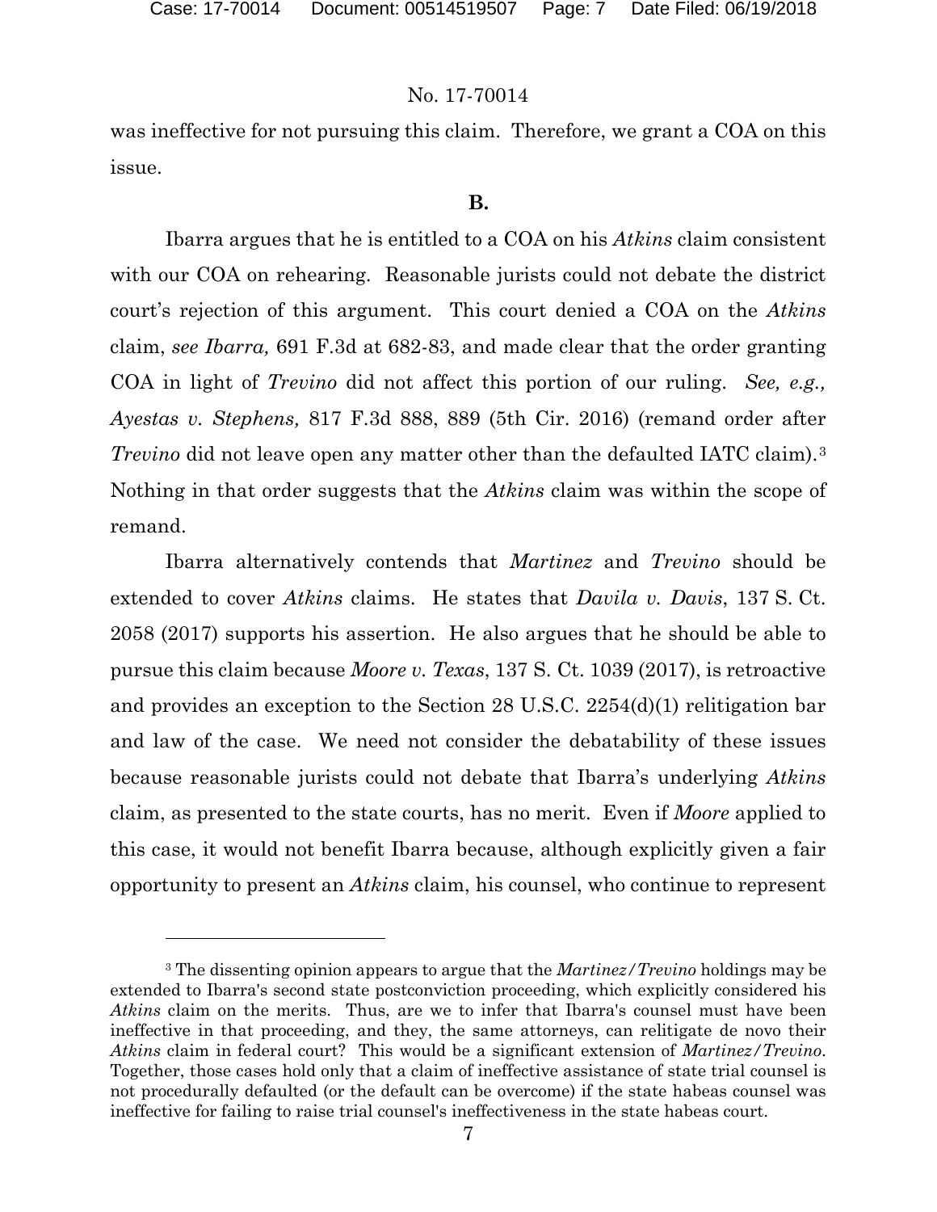was ineffective for not pursuing this claim. Therefore, we grant a COA on this issue.

**B.**

Ibarra argues that he is entitled to a COA on his *Atkins* claim consistent with our COA on rehearing. Reasonable jurists could not debate the district court's rejection of this argument. This court denied a COA on the *Atkins* claim, *see Ibarra,* 691 F.3d at 682-83, and made clear that the order granting COA in light of *Trevino* did not affect this portion of our ruling. *See, e.g., Ayestas v. Stephens,* 817 F.3d 888, 889 (5th Cir. 2016) (remand order after *Trevino* did not leave open any matter other than the defaulted IATC claim).[3] Nothing in that order suggests that the *Atkins* claim was within the scope of remand.

Ibarra alternatively contends that *Martinez* and *Trevino* should be extended to cover *Atkins* claims. He states that *Davila v. Davis*, 137 S. Ct. 2058 (2017) supports his assertion. He also argues that he should be able to pursue this claim because *Moore v. Texas*, 137 S. Ct. 1039 (2017), is retroactive and provides an exception to the Section 28 U.S.C. 2254(d)(1) relitigation bar and law of the case. We need not consider the debatability of these issues because reasonable jurists could not debate that Ibarra's underlying *Atkins* claim, as presented to the state courts, has no merit. Even if *Moore* applied to this case, it would not benefit Ibarra because, although explicitly given a fair opportunity to present an *Atkins* claim, his counsel, who continue to represent

---

[3] The dissenting opinion appears to argue that the *Martinez/Trevino* holdings may be extended to Ibarra's second state postconviction proceeding, which explicitly considered his *Atkins* claim on the merits. Thus, are we to infer that Ibarra's counsel must have been ineffective in that proceeding, and they, the same attorneys, can relitigate de novo their *Atkins* claim in federal court? This would be a significant extension of *Martinez/Trevino*. Together, those cases hold only that a claim of ineffective assistance of state trial counsel is not procedurally defaulted (or the default can be overcome) if the state habeas counsel was ineffective for failing to raise trial counsel's ineffectiveness in the state habeas court.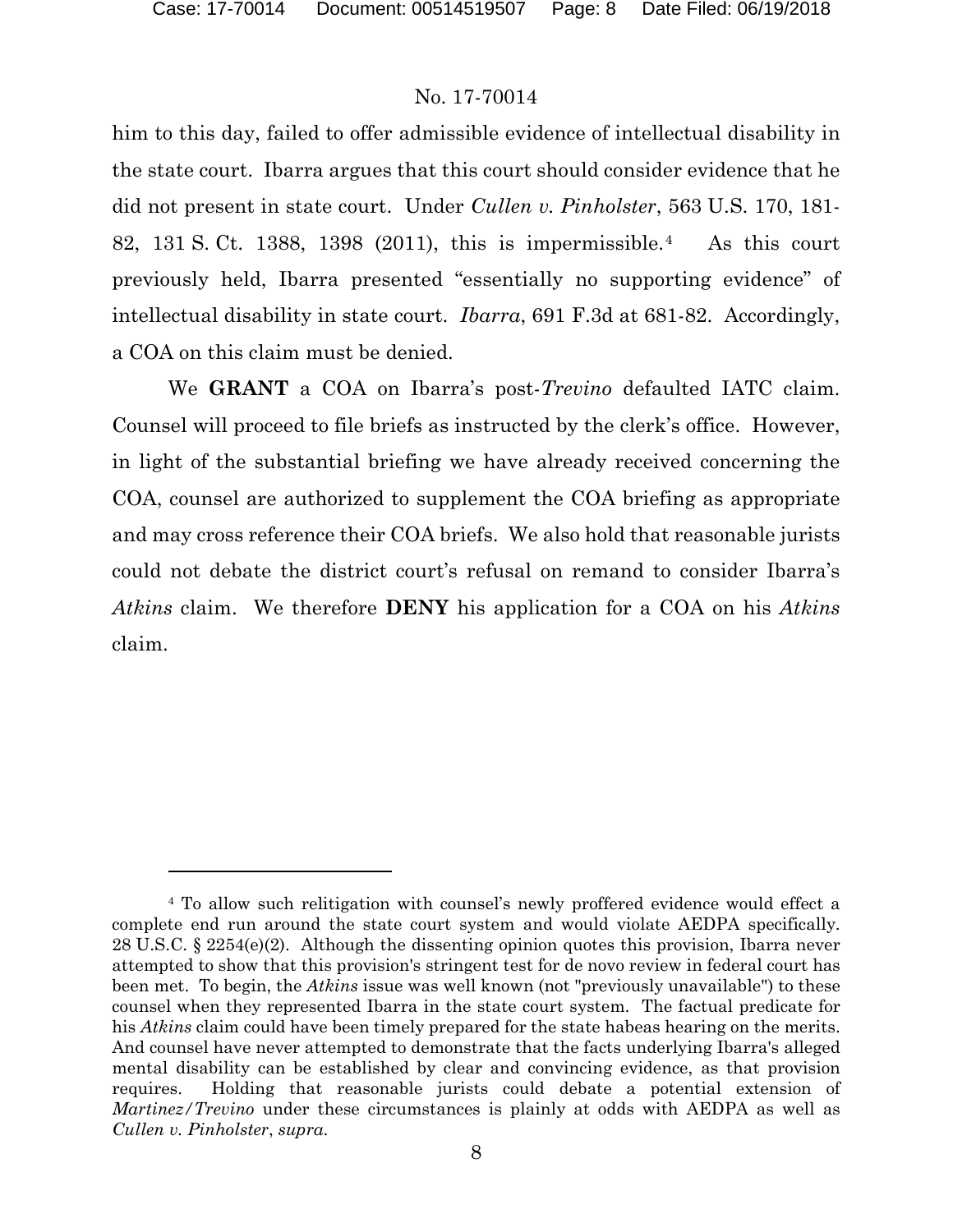him to this day, failed to offer admissible evidence of intellectual disability in the state court. Ibarra argues that this court should consider evidence that he did not present in state court. Under *Cullen v. Pinholster*, 563 U.S. 170, 181-82, 131 S. Ct. 1388, 1398 (2011), this is impermissible.[4] As this court previously held, Ibarra presented "essentially no supporting evidence" of intellectual disability in state court. *Ibarra*, 691 F.3d at 681-82. Accordingly, a COA on this claim must be denied.

We **GRANT** a COA on Ibarra's post-*Trevino* defaulted IATC claim. Counsel will proceed to file briefs as instructed by the clerk's office. However, in light of the substantial briefing we have already received concerning the COA, counsel are authorized to supplement the COA briefing as appropriate and may cross reference their COA briefs. We also hold that reasonable jurists could not debate the district court's refusal on remand to consider Ibarra's *Atkins* claim. We therefore **DENY** his application for a COA on his *Atkins* claim.

---

[4] To allow such relitigation with counsel's newly proffered evidence would effect a complete end run around the state court system and would violate AEDPA specifically. 28 U.S.C. § 2254(e)(2). Although the dissenting opinion quotes this provision, Ibarra never attempted to show that this provision's stringent test for de novo review in federal court has been met. To begin, the *Atkins* issue was well known (not "previously unavailable") to these counsel when they represented Ibarra in the state court system. The factual predicate for his *Atkins* claim could have been timely prepared for the state habeas hearing on the merits. And counsel have never attempted to demonstrate that the facts underlying Ibarra's alleged mental disability can be established by clear and convincing evidence, as that provision requires. Holding that reasonable jurists could debate a potential extension of *Martinez/Trevino* under these circumstances is plainly at odds with AEDPA as well as *Cullen v. Pinholster*, *supra*.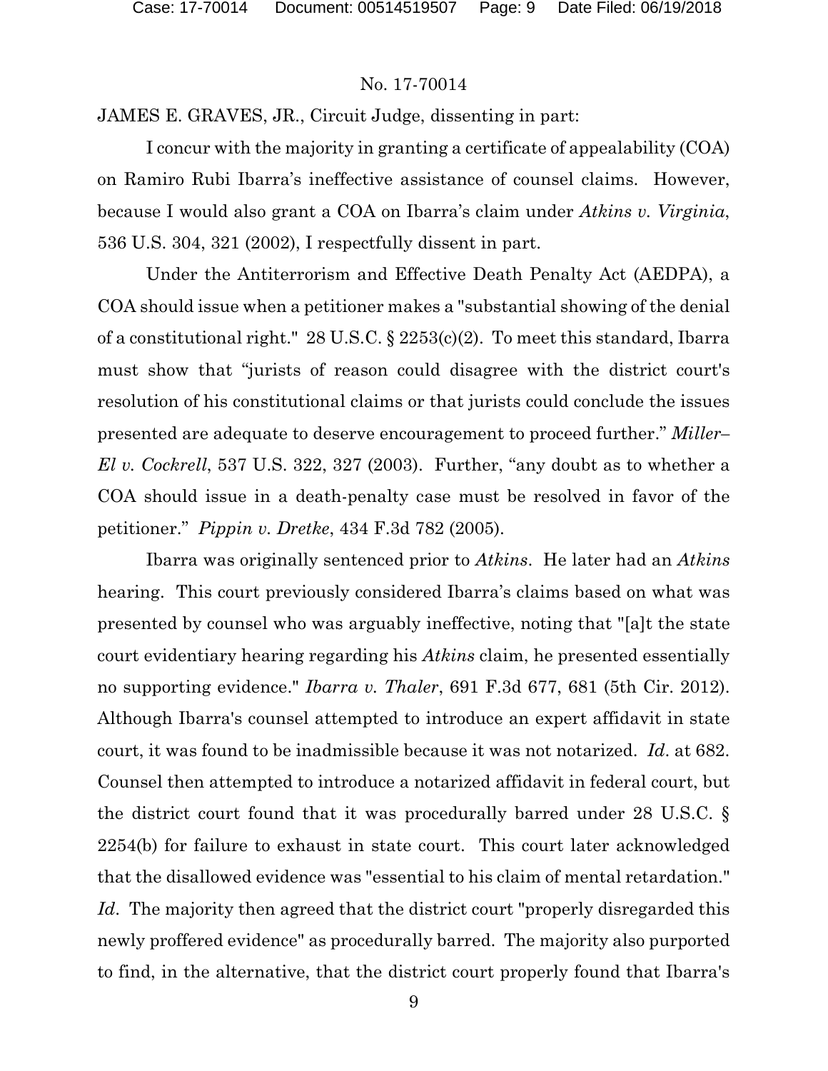JAMES E. GRAVES, JR., Circuit Judge, dissenting in part:

I concur with the majority in granting a certificate of appealability (COA) on Ramiro Rubi Ibarra's ineffective assistance of counsel claims. However, because I would also grant a COA on Ibarra's claim under *Atkins v. Virginia*, 536 U.S. 304, 321 (2002), I respectfully dissent in part.

Under the Antiterrorism and Effective Death Penalty Act (AEDPA), a COA should issue when a petitioner makes a "substantial showing of the denial of a constitutional right." 28 U.S.C. § 2253(c)(2). To meet this standard, Ibarra must show that "jurists of reason could disagree with the district court's resolution of his constitutional claims or that jurists could conclude the issues presented are adequate to deserve encouragement to proceed further." *Miller–El v. Cockrell*, 537 U.S. 322, 327 (2003). Further, "any doubt as to whether a COA should issue in a death-penalty case must be resolved in favor of the petitioner." *Pippin v. Dretke*, 434 F.3d 782 (2005).

Ibarra was originally sentenced prior to *Atkins*. He later had an *Atkins* hearing. This court previously considered Ibarra's claims based on what was presented by counsel who was arguably ineffective, noting that "[a]t the state court evidentiary hearing regarding his *Atkins* claim, he presented essentially no supporting evidence." *Ibarra v. Thaler*, 691 F.3d 677, 681 (5th Cir. 2012). Although Ibarra's counsel attempted to introduce an expert affidavit in state court, it was found to be inadmissible because it was not notarized. *Id*. at 682. Counsel then attempted to introduce a notarized affidavit in federal court, but the district court found that it was procedurally barred under 28 U.S.C. § 2254(b) for failure to exhaust in state court. This court later acknowledged that the disallowed evidence was "essential to his claim of mental retardation." *Id*. The majority then agreed that the district court "properly disregarded this newly proffered evidence" as procedurally barred. The majority also purported to find, in the alternative, that the district court properly found that Ibarra's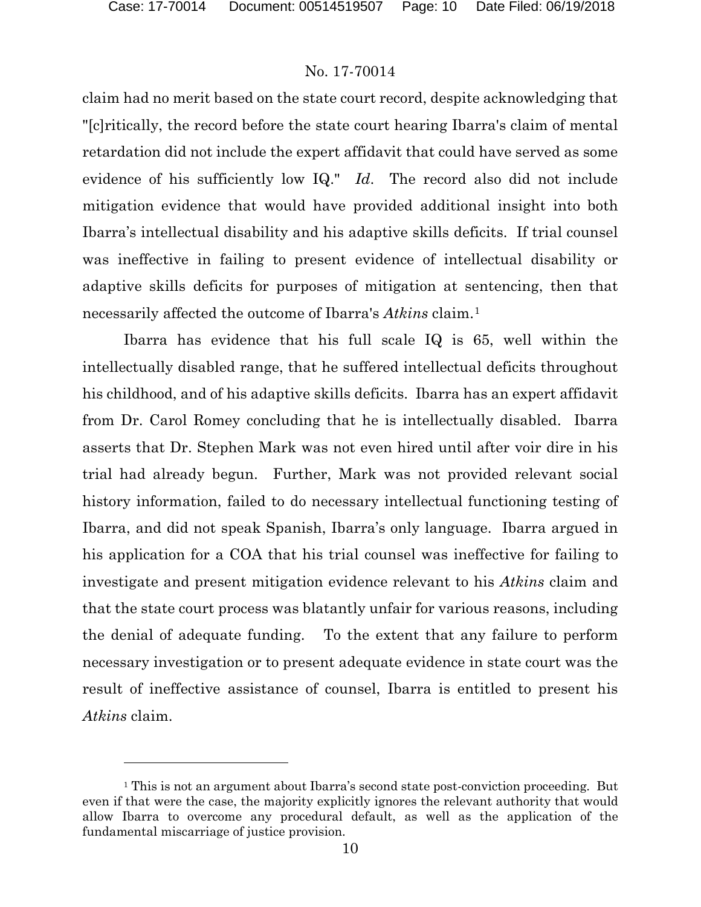claim had no merit based on the state court record, despite acknowledging that "[c]ritically, the record before the state court hearing Ibarra's claim of mental retardation did not include the expert affidavit that could have served as some evidence of his sufficiently low IQ." *Id*. The record also did not include mitigation evidence that would have provided additional insight into both Ibarra's intellectual disability and his adaptive skills deficits. If trial counsel was ineffective in failing to present evidence of intellectual disability or adaptive skills deficits for purposes of mitigation at sentencing, then that necessarily affected the outcome of Ibarra's *Atkins* claim.[1]

Ibarra has evidence that his full scale IQ is 65, well within the intellectually disabled range, that he suffered intellectual deficits throughout his childhood, and of his adaptive skills deficits. Ibarra has an expert affidavit from Dr. Carol Romey concluding that he is intellectually disabled. Ibarra asserts that Dr. Stephen Mark was not even hired until after voir dire in his trial had already begun. Further, Mark was not provided relevant social history information, failed to do necessary intellectual functioning testing of Ibarra, and did not speak Spanish, Ibarra's only language. Ibarra argued in his application for a COA that his trial counsel was ineffective for failing to investigate and present mitigation evidence relevant to his *Atkins* claim and that the state court process was blatantly unfair for various reasons, including the denial of adequate funding. To the extent that any failure to perform necessary investigation or to present adequate evidence in state court was the result of ineffective assistance of counsel, Ibarra is entitled to present his *Atkins* claim.

---

[1] This is not an argument about Ibarra's second state post-conviction proceeding. But even if that were the case, the majority explicitly ignores the relevant authority that would allow Ibarra to overcome any procedural default, as well as the application of the fundamental miscarriage of justice provision.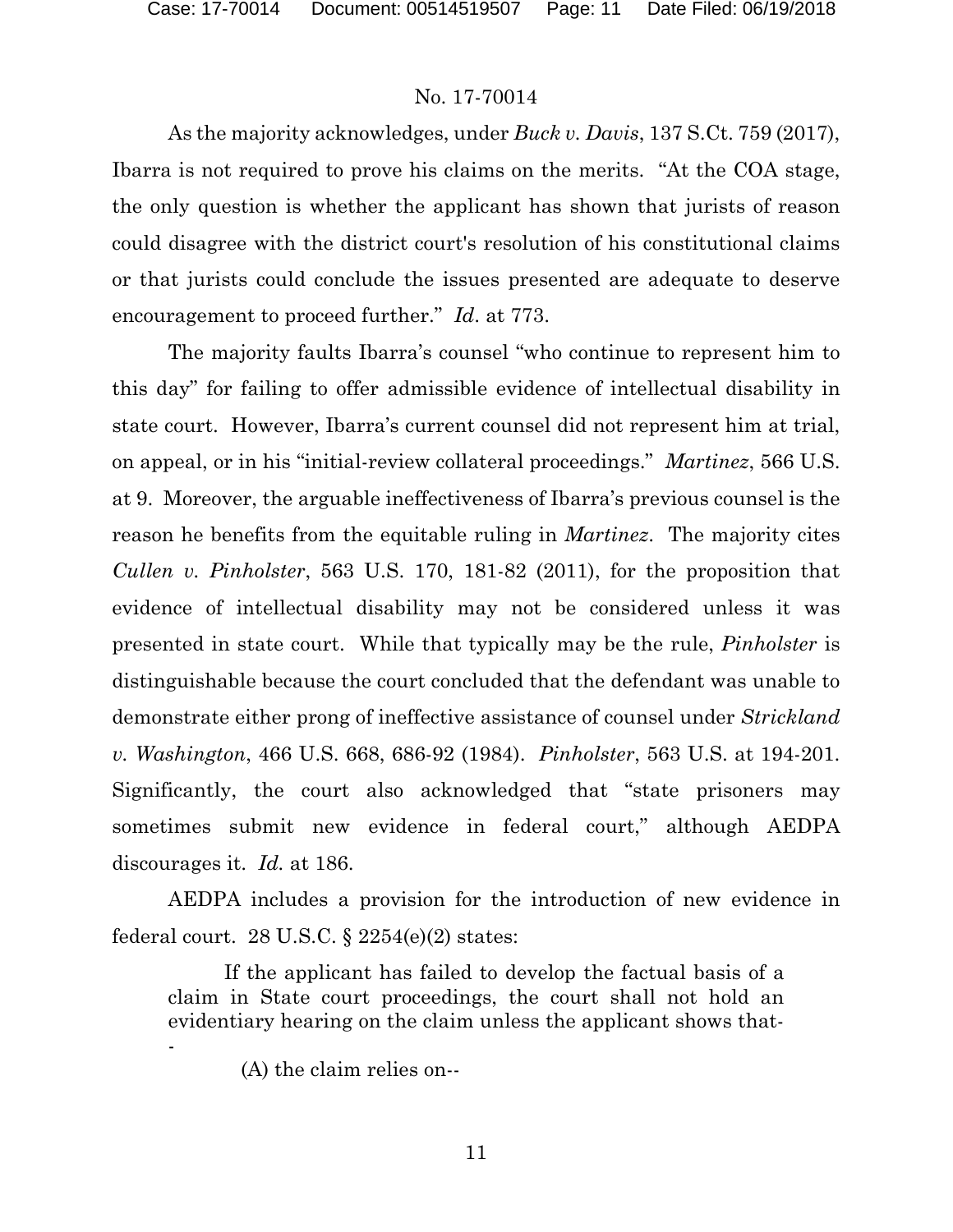No. 17-70014

As the majority acknowledges, under *Buck v. Davis*, 137 S.Ct. 759 (2017), Ibarra is not required to prove his claims on the merits. "At the COA stage, the only question is whether the applicant has shown that jurists of reason could disagree with the district court's resolution of his constitutional claims or that jurists could conclude the issues presented are adequate to deserve encouragement to proceed further." *Id*. at 773.

The majority faults Ibarra's counsel "who continue to represent him to this day" for failing to offer admissible evidence of intellectual disability in state court. However, Ibarra's current counsel did not represent him at trial, on appeal, or in his "initial-review collateral proceedings." *Martinez*, 566 U.S. at 9. Moreover, the arguable ineffectiveness of Ibarra's previous counsel is the reason he benefits from the equitable ruling in *Martinez*. The majority cites *Cullen v. Pinholster*, 563 U.S. 170, 181-82 (2011), for the proposition that evidence of intellectual disability may not be considered unless it was presented in state court. While that typically may be the rule, *Pinholster* is distinguishable because the court concluded that the defendant was unable to demonstrate either prong of ineffective assistance of counsel under *Strickland v. Washington*, 466 U.S. 668, 686-92 (1984). *Pinholster*, 563 U.S. at 194-201. Significantly, the court also acknowledged that "state prisoners may sometimes submit new evidence in federal court," although AEDPA discourages it. *Id.* at 186.

AEDPA includes a provision for the introduction of new evidence in federal court. 28 U.S.C. § 2254(e)(2) states:

> If the applicant has failed to develop the factual basis of a claim in State court proceedings, the court shall not hold an evidentiary hearing on the claim unless the applicant shows that--
>
> (A) the claim relies on--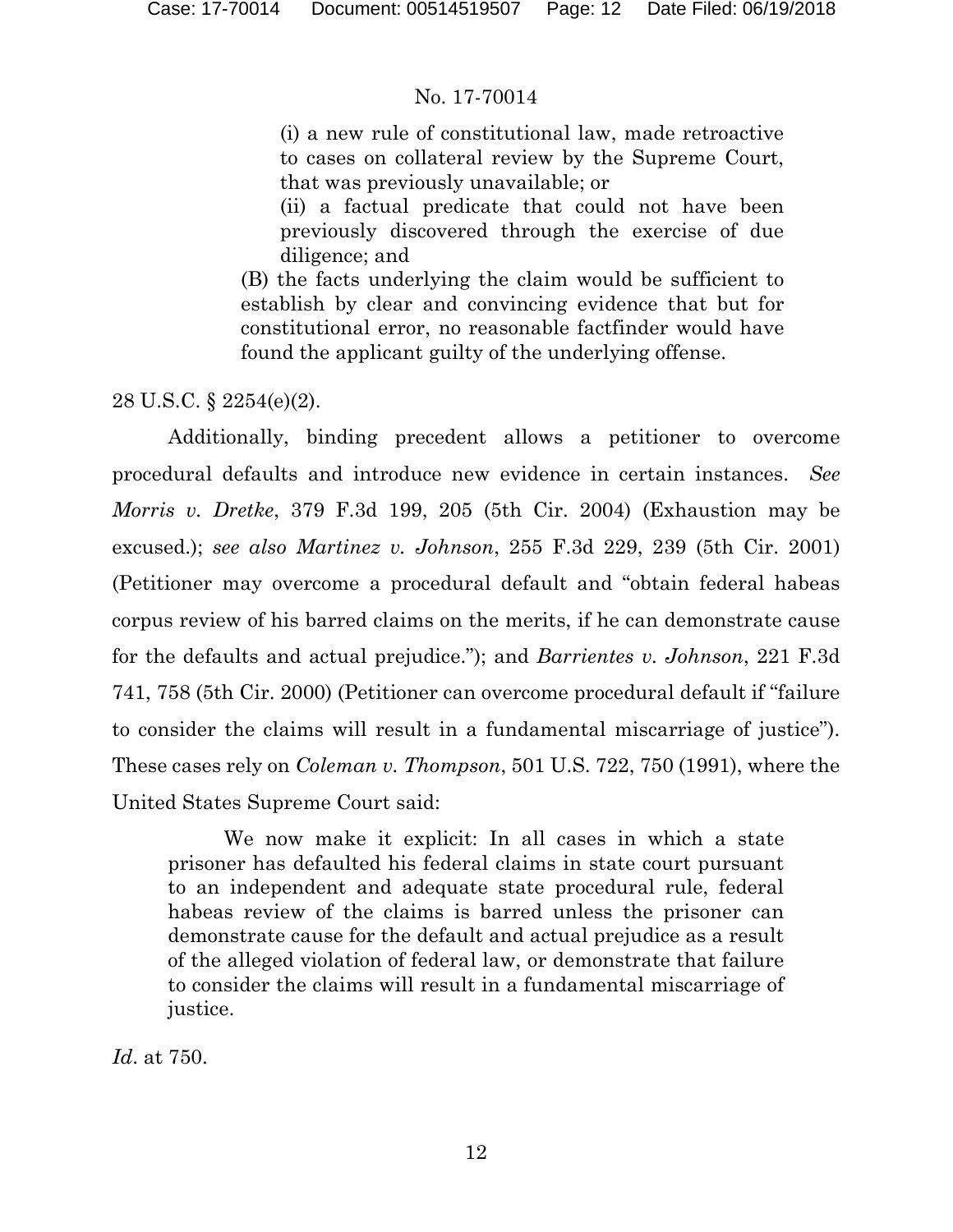> (i) a new rule of constitutional law, made retroactive to cases on collateral review by the Supreme Court, that was previously unavailable; or
>
> (ii) a factual predicate that could not have been previously discovered through the exercise of due diligence; and
>
> (B) the facts underlying the claim would be sufficient to establish by clear and convincing evidence that but for constitutional error, no reasonable factfinder would have found the applicant guilty of the underlying offense.

28 U.S.C. § 2254(e)(2).

Additionally, binding precedent allows a petitioner to overcome procedural defaults and introduce new evidence in certain instances. *See Morris v. Dretke*, 379 F.3d 199, 205 (5th Cir. 2004) (Exhaustion may be excused.); *see also Martinez v. Johnson*, 255 F.3d 229, 239 (5th Cir. 2001) (Petitioner may overcome a procedural default and "obtain federal habeas corpus review of his barred claims on the merits, if he can demonstrate cause for the defaults and actual prejudice."); and *Barrientes v. Johnson*, 221 F.3d 741, 758 (5th Cir. 2000) (Petitioner can overcome procedural default if "failure to consider the claims will result in a fundamental miscarriage of justice"). These cases rely on *Coleman v. Thompson*, 501 U.S. 722, 750 (1991), where the United States Supreme Court said:

> We now make it explicit: In all cases in which a state prisoner has defaulted his federal claims in state court pursuant to an independent and adequate state procedural rule, federal habeas review of the claims is barred unless the prisoner can demonstrate cause for the default and actual prejudice as a result of the alleged violation of federal law, or demonstrate that failure to consider the claims will result in a fundamental miscarriage of justice.

*Id*. at 750.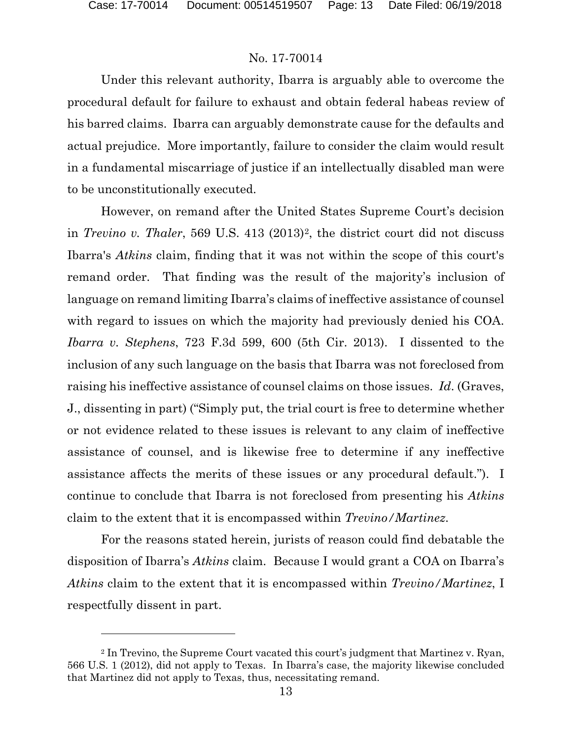Under this relevant authority, Ibarra is arguably able to overcome the procedural default for failure to exhaust and obtain federal habeas review of his barred claims. Ibarra can arguably demonstrate cause for the defaults and actual prejudice. More importantly, failure to consider the claim would result in a fundamental miscarriage of justice if an intellectually disabled man were to be unconstitutionally executed.

However, on remand after the United States Supreme Court's decision in *Trevino v. Thaler*, 569 U.S. 413 (2013)[2], the district court did not discuss Ibarra's *Atkins* claim, finding that it was not within the scope of this court's remand order. That finding was the result of the majority's inclusion of language on remand limiting Ibarra's claims of ineffective assistance of counsel with regard to issues on which the majority had previously denied his COA. *Ibarra v. Stephens*, 723 F.3d 599, 600 (5th Cir. 2013). I dissented to the inclusion of any such language on the basis that Ibarra was not foreclosed from raising his ineffective assistance of counsel claims on those issues. *Id*. (Graves, J., dissenting in part) ("Simply put, the trial court is free to determine whether or not evidence related to these issues is relevant to any claim of ineffective assistance of counsel, and is likewise free to determine if any ineffective assistance affects the merits of these issues or any procedural default."). I continue to conclude that Ibarra is not foreclosed from presenting his *Atkins* claim to the extent that it is encompassed within *Trevino/Martinez*.

For the reasons stated herein, jurists of reason could find debatable the disposition of Ibarra's *Atkins* claim. Because I would grant a COA on Ibarra's *Atkins* claim to the extent that it is encompassed within *Trevino/Martinez*, I respectfully dissent in part.

---

[2] In Trevino, the Supreme Court vacated this court's judgment that Martinez v. Ryan, 566 U.S. 1 (2012), did not apply to Texas. In Ibarra's case, the majority likewise concluded that Martinez did not apply to Texas, thus, necessitating remand.